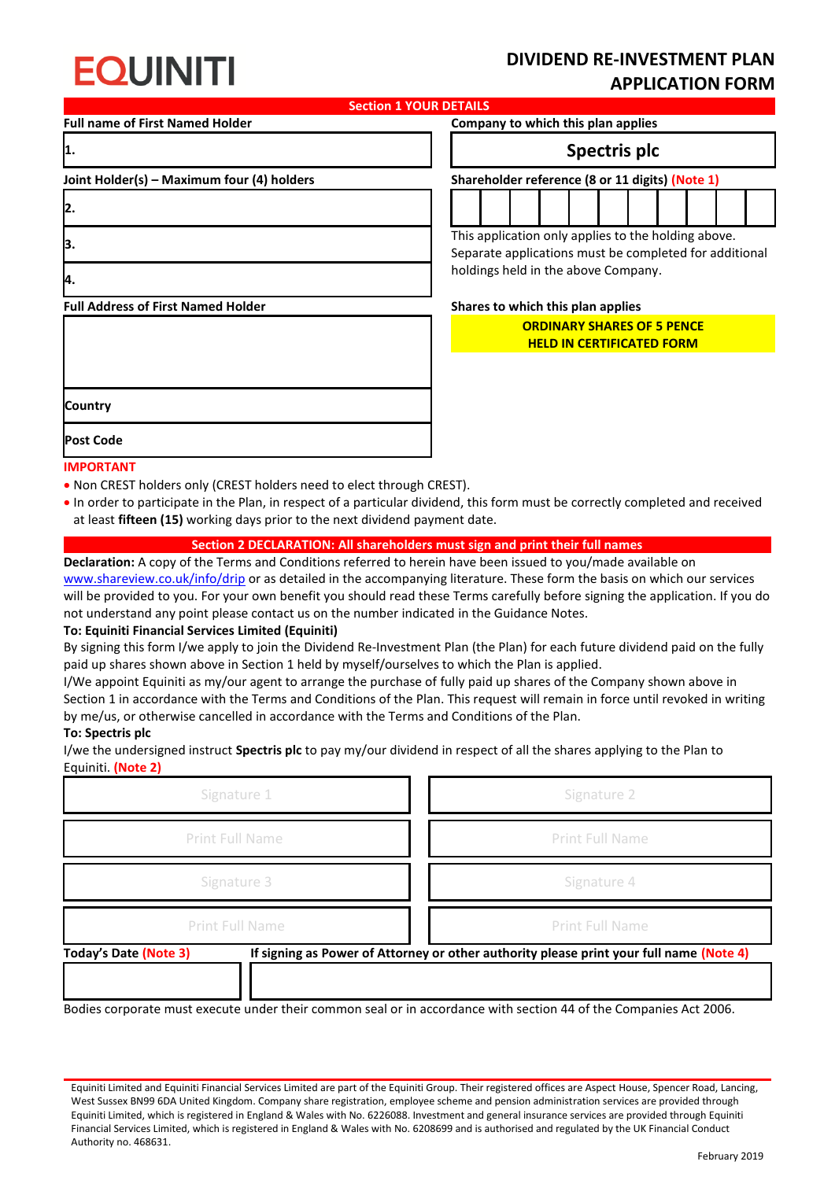# EQUINITI

## DIVIDEND RE-INVESTMENT PLAN APPLICATION FORM

### Section 1 YOUR DETAILS

**Full name of First Named Holder**

1.

**Joint Holder(s) – Maximum four (4) holders**

2.

3.

4.

**Full Address of First Named Holder**

**Country**

**Post Code**

**Company to which this plan applies**

**Spectris plc**

**Shareholder reference (8 or 11 digits) (Note 1)**

| | | | | | | | | | | |
|---|---|---|---|---|---|---|---|---|---|---|
| | | | | | | | | | | |

This application only applies to the holding above. Separate applications must be completed for additional holdings held in the above Company.

**Shares to which this plan applies**

**ORDINARY SHARES OF 5 PENCE HELD IN CERTIFICATED FORM**

**IMPORTANT**

- Non CREST holders only (CREST holders need to elect through CREST).
- In order to participate in the Plan, in respect of a particular dividend, this form must be correctly completed and received at least **fifteen (15)** working days prior to the next dividend payment date.

### Section 2 DECLARATION: All shareholders must sign and print their full names

**Declaration:** A copy of the Terms and Conditions referred to herein have been issued to you/made available on www.shareview.co.uk/info/drip or as detailed in the accompanying literature. These form the basis on which our services will be provided to you. For your own benefit you should read these Terms carefully before signing the application. If you do not understand any point please contact us on the number indicated in the Guidance Notes.

**To: Equiniti Financial Services Limited (Equiniti)**

By signing this form I/we apply to join the Dividend Re-Investment Plan (the Plan) for each future dividend paid on the fully paid up shares shown above in Section 1 held by myself/ourselves to which the Plan is applied.

I/We appoint Equiniti as my/our agent to arrange the purchase of fully paid up shares of the Company shown above in Section 1 in accordance with the Terms and Conditions of the Plan. This request will remain in force until revoked in writing by me/us, or otherwise cancelled in accordance with the Terms and Conditions of the Plan.

**To: Spectris plc**

I/we the undersigned instruct **Spectris plc** to pay my/our dividend in respect of all the shares applying to the Plan to Equiniti. **(Note 2)**

| | |
|---|---|
| Signature 1 | Signature 2 |
| Print Full Name | Print Full Name |
| Signature 3 | Signature 4 |
| Print Full Name | Print Full Name |

**Today's Date (Note 3)**

**If signing as Power of Attorney or other authority please print your full name (Note 4)**

Bodies corporate must execute under their common seal or in accordance with section 44 of the Companies Act 2006.

Equiniti Limited and Equiniti Financial Services Limited are part of the Equiniti Group. Their registered offices are Aspect House, Spencer Road, Lancing, West Sussex BN99 6DA United Kingdom. Company share registration, employee scheme and pension administration services are provided through Equiniti Limited, which is registered in England & Wales with No. 6226088. Investment and general insurance services are provided through Equiniti Financial Services Limited, which is registered in England & Wales with No. 6208699 and is authorised and regulated by the UK Financial Conduct Authority no. 468631.

February 2019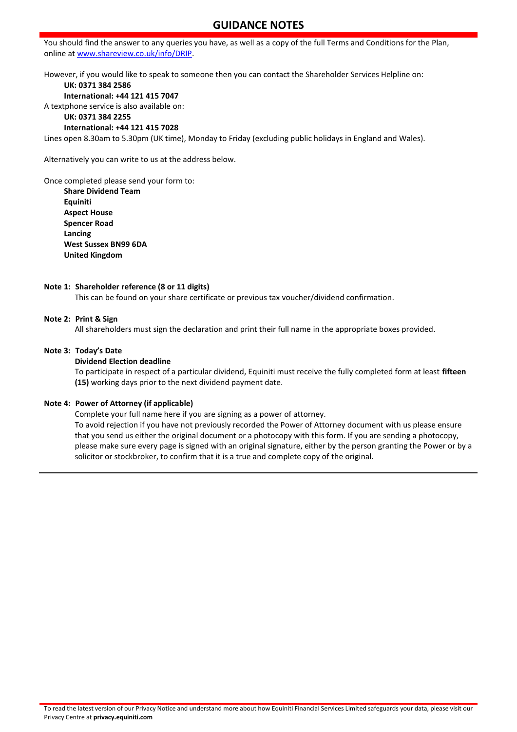# GUIDANCE NOTES

You should find the answer to any queries you have, as well as a copy of the full Terms and Conditions for the Plan, online at [www.shareview.co.uk/info/DRIP](www.shareview.co.uk/info/DRIP).

However, if you would like to speak to someone then you can contact the Shareholder Services Helpline on:

**UK: 0371 384 2586**
**International: +44 121 415 7047**

A textphone service is also available on:

**UK: 0371 384 2255**
**International: +44 121 415 7028**

Lines open 8.30am to 5.30pm (UK time), Monday to Friday (excluding public holidays in England and Wales).

Alternatively you can write to us at the address below.

Once completed please send your form to:

**Share Dividend Team**
**Equiniti**
**Aspect House**
**Spencer Road**
**Lancing**
**West Sussex BN99 6DA**
**United Kingdom**

**Note 1: Shareholder reference (8 or 11 digits)**
This can be found on your share certificate or previous tax voucher/dividend confirmation.

**Note 2: Print & Sign**
All shareholders must sign the declaration and print their full name in the appropriate boxes provided.

**Note 3: Today's Date**
**Dividend Election deadline**
To participate in respect of a particular dividend, Equiniti must receive the fully completed form at least **fifteen (15)** working days prior to the next dividend payment date.

**Note 4: Power of Attorney (if applicable)**
Complete your full name here if you are signing as a power of attorney.
To avoid rejection if you have not previously recorded the Power of Attorney document with us please ensure that you send us either the original document or a photocopy with this form. If you are sending a photocopy, please make sure every page is signed with an original signature, either by the person granting the Power or by a solicitor or stockbroker, to confirm that it is a true and complete copy of the original.

To read the latest version of our Privacy Notice and understand more about how Equiniti Financial Services Limited safeguards your data, please visit our Privacy Centre at **privacy.equiniti.com**